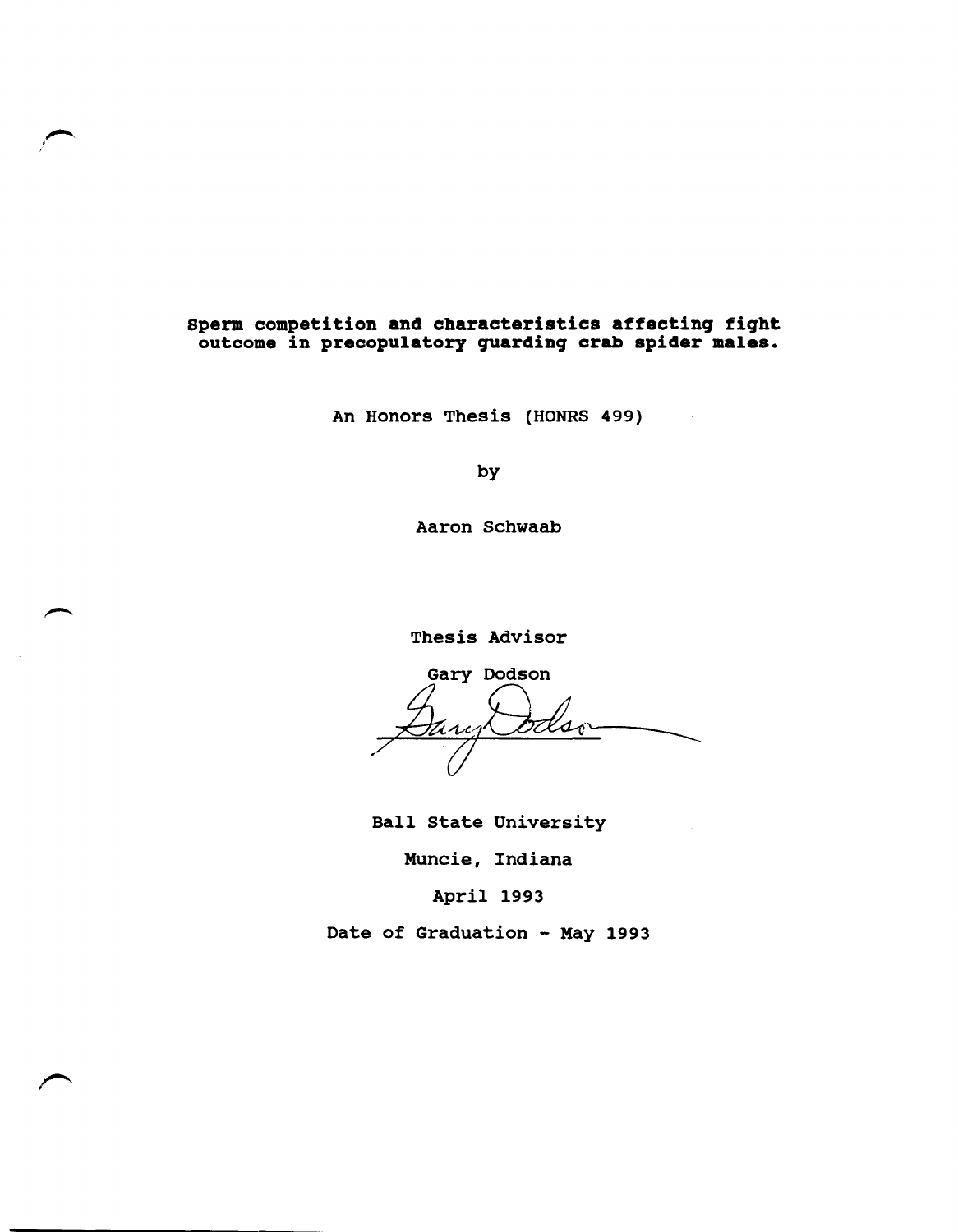**Sperm competition and characteristics affecting fight outcome in precopulatory guarding crab spider males.**

An Honors Thesis (HONRS 499)

by

Aaron Schwaab

Thesis Advisor

Gary Dodson

Ball State University

Muncie, Indiana

April 1993

Date of Graduation - May 1993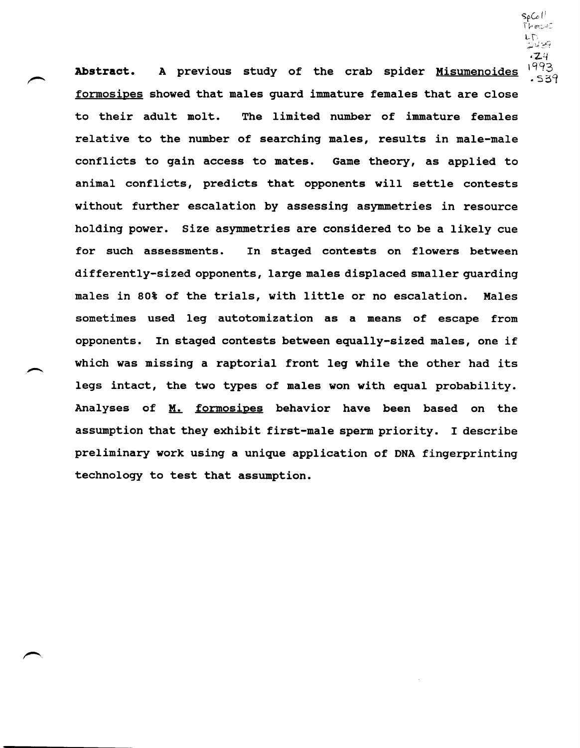**Abstract.** A previous study of the crab spider Misumenoides formosipes showed that males guard immature females that are close to their adult molt. The limited number of immature females relative to the number of searching males, results in male-male conflicts to gain access to mates. Game theory, as applied to animal conflicts, predicts that opponents will settle contests without further escalation by assessing asymmetries in resource holding power. Size asymmetries are considered to be a likely cue for such assessments. In staged contests on flowers between differently-sized opponents, large males displaced smaller guarding males in 80% of the trials, with little or no escalation. Males sometimes used leg autotomization as a means of escape from opponents. In staged contests between equally-sized males, one if which was missing a raptorial front leg while the other had its legs intact, the two types of males won with equal probability. Analyses of M. formosipes behavior have been based on the assumption that they exhibit first-male sperm priority. I describe preliminary work using a unique application of DNA fingerprinting technology to test that assumption.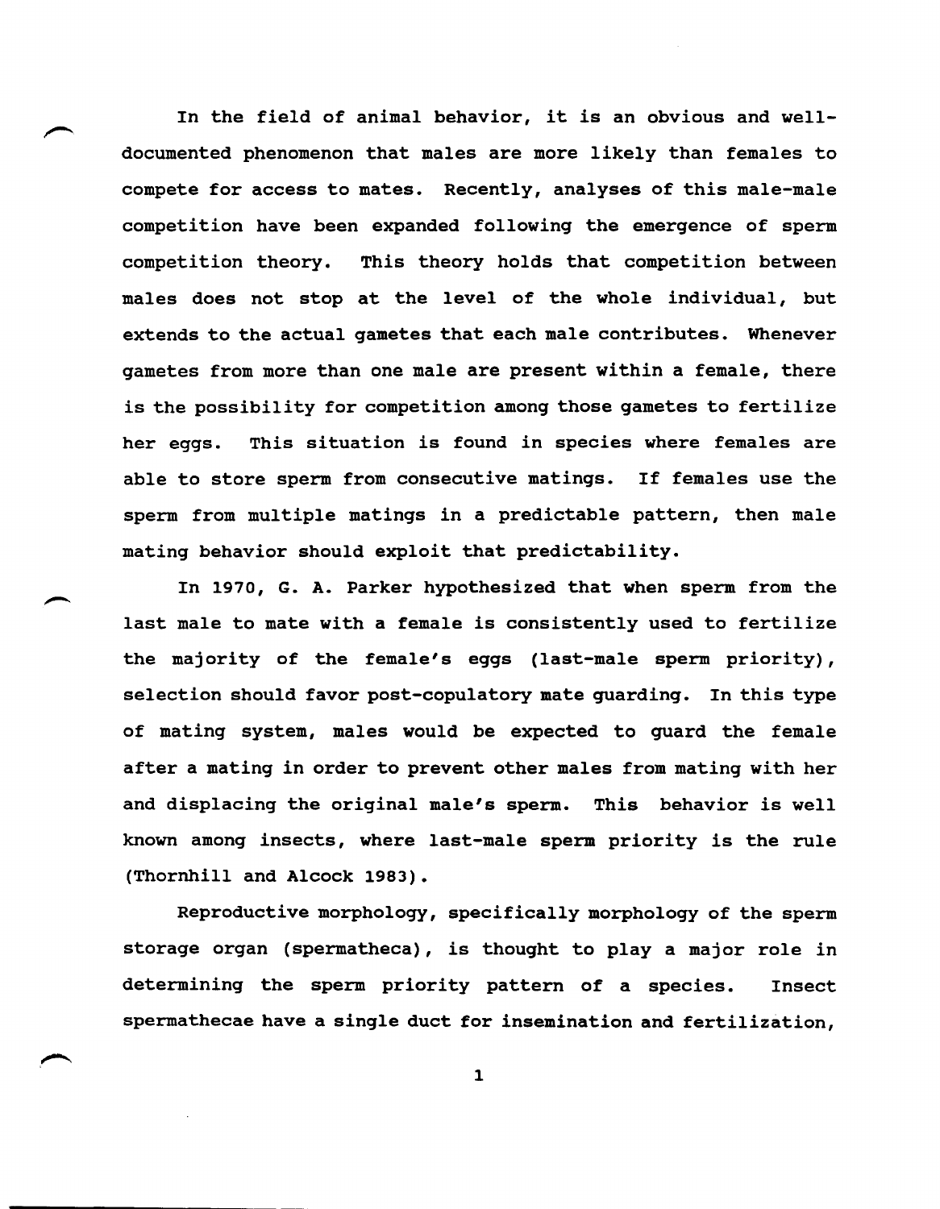In the field of animal behavior, it is an obvious and well-documented phenomenon that males are more likely than females to compete for access to mates. Recently, analyses of this male-male competition have been expanded following the emergence of sperm competition theory. This theory holds that competition between males does not stop at the level of the whole individual, but extends to the actual gametes that each male contributes. Whenever gametes from more than one male are present within a female, there is the possibility for competition among those gametes to fertilize her eggs. This situation is found in species where females are able to store sperm from consecutive matings. If females use the sperm from multiple matings in a predictable pattern, then male mating behavior should exploit that predictability.

In 1970, G. A. Parker hypothesized that when sperm from the last male to mate with a female is consistently used to fertilize the majority of the female's eggs (last-male sperm priority), selection should favor post-copulatory mate guarding. In this type of mating system, males would be expected to guard the female after a mating in order to prevent other males from mating with her and displacing the original male's sperm. This behavior is well known among insects, where last-male sperm priority is the rule (Thornhill and Alcock 1983).

Reproductive morphology, specifically morphology of the sperm storage organ (spermatheca), is thought to play a major role in determining the sperm priority pattern of a species. Insect spermathecae have a single duct for insemination and fertilization,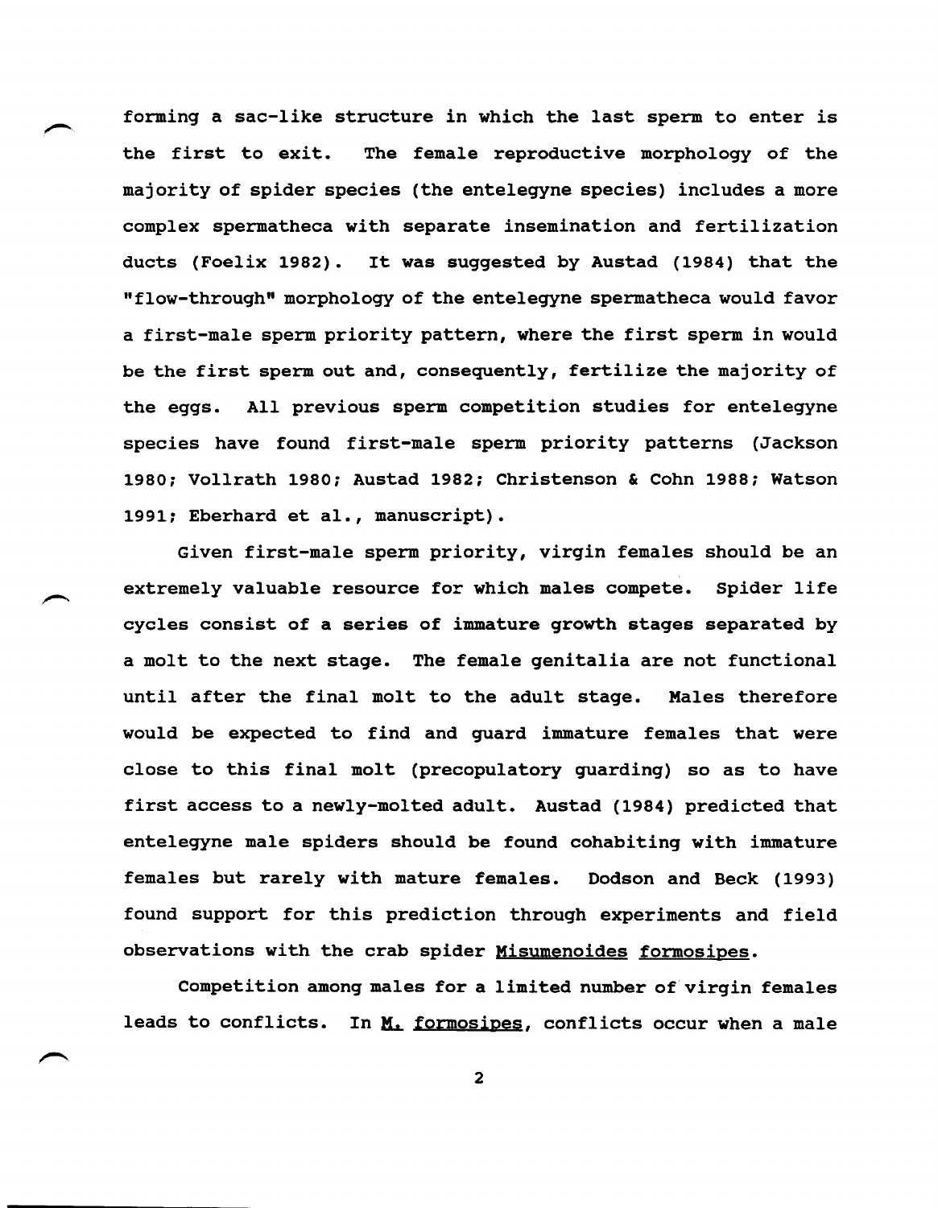forming a sac-like structure in which the last sperm to enter is the first to exit. The female reproductive morphology of the majority of spider species (the entelegyne species) includes a more complex spermatheca with separate insemination and fertilization ducts (Foelix 1982). It was suggested by Austad (1984) that the "flow-through" morphology of the entelegyne spermatheca would favor a first-male sperm priority pattern, where the first sperm in would be the first sperm out and, consequently, fertilize the majority of the eggs. All previous sperm competition studies for entelegyne species have found first-male sperm priority patterns (Jackson 1980; Vollrath 1980; Austad 1982; Christenson & Cohn 1988; Watson 1991; Eberhard et al., manuscript).

Given first-male sperm priority, virgin females should be an extremely valuable resource for which males compete. Spider life cycles consist of a series of immature growth stages separated by a molt to the next stage. The female genitalia are not functional until after the final molt to the adult stage. Males therefore would be expected to find and guard immature females that were close to this final molt (precopulatory guarding) so as to have first access to a newly-molted adult. Austad (1984) predicted that entelegyne male spiders should be found cohabiting with immature females but rarely with mature females. Dodson and Beck (1993) found support for this prediction through experiments and field observations with the crab spider *Misumenoides formosipes*.

Competition among males for a limited number of virgin females leads to conflicts. In *M. formosipes*, conflicts occur when a male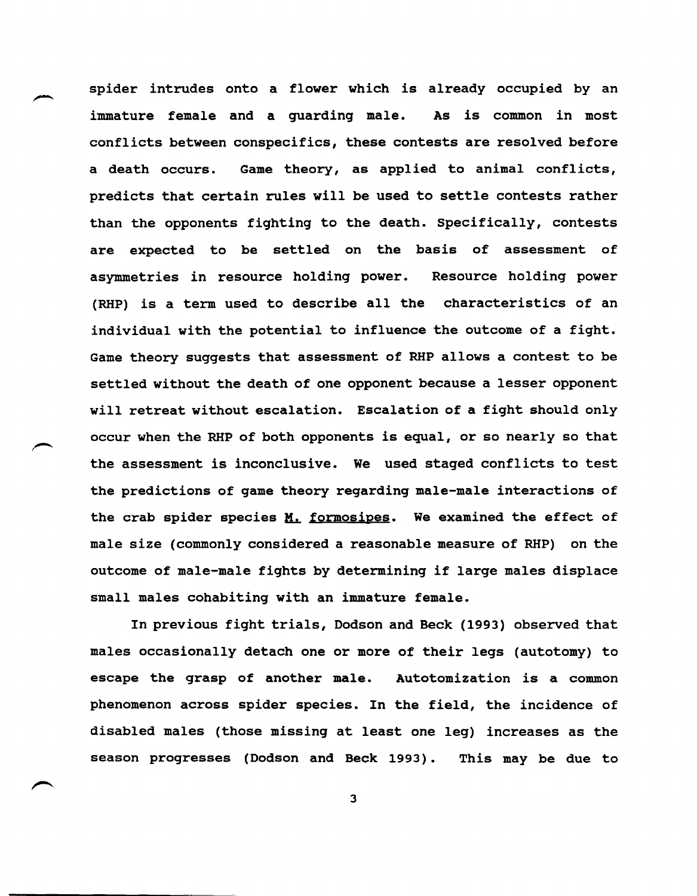spider intrudes onto a flower which is already occupied by an immature female and a guarding male. As is common in most conflicts between conspecifics, these contests are resolved before a death occurs. Game theory, as applied to animal conflicts, predicts that certain rules will be used to settle contests rather than the opponents fighting to the death. Specifically, contests are expected to be settled on the basis of assessment of asymmetries in resource holding power. Resource holding power (RHP) is a term used to describe all the characteristics of an individual with the potential to influence the outcome of a fight. Game theory suggests that assessment of RHP allows a contest to be settled without the death of one opponent because a lesser opponent will retreat without escalation. Escalation of a fight should only occur when the RHP of both opponents is equal, or so nearly so that the assessment is inconclusive. We used staged conflicts to test the predictions of game theory regarding male-male interactions of the crab spider species *M. formosipes*. We examined the effect of male size (commonly considered a reasonable measure of RHP) on the outcome of male-male fights by determining if large males displace small males cohabiting with an immature female.

In previous fight trials, Dodson and Beck (1993) observed that males occasionally detach one or more of their legs (autotomy) to escape the grasp of another male. Autotomization is a common phenomenon across spider species. In the field, the incidence of disabled males (those missing at least one leg) increases as the season progresses (Dodson and Beck 1993). This may be due to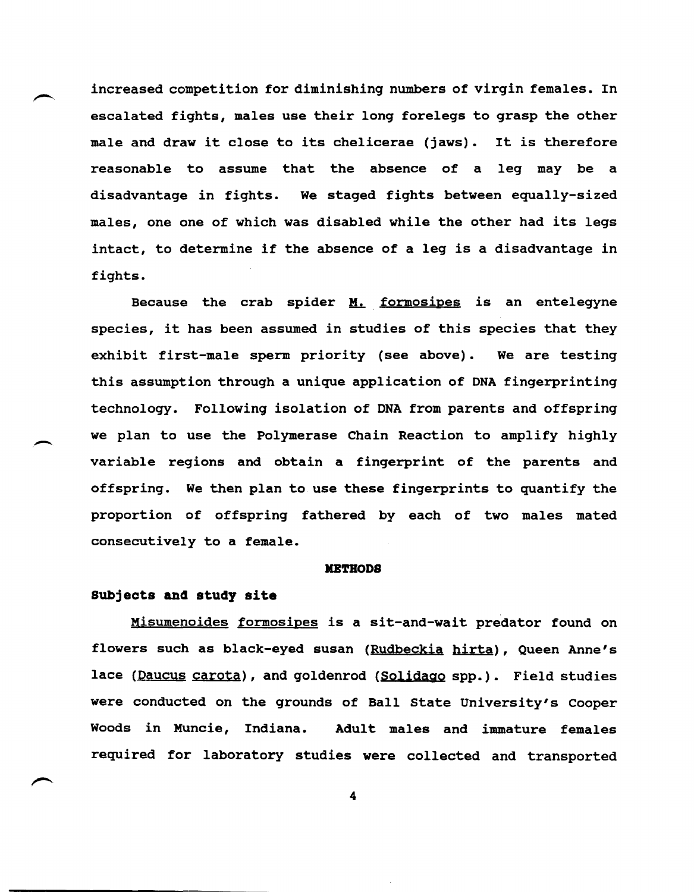increased competition for diminishing numbers of virgin females. In escalated fights, males use their long forelegs to grasp the other male and draw it close to its chelicerae (jaws). It is therefore reasonable to assume that the absence of a leg may be a disadvantage in fights. We staged fights between equally-sized males, one one of which was disabled while the other had its legs intact, to determine if the absence of a leg is a disadvantage in fights.

Because the crab spider M. formosipes is an entelegyne species, it has been assumed in studies of this species that they exhibit first-male sperm priority (see above). We are testing this assumption through a unique application of DNA fingerprinting technology. Following isolation of DNA from parents and offspring we plan to use the Polymerase Chain Reaction to amplify highly variable regions and obtain a fingerprint of the parents and offspring. We then plan to use these fingerprints to quantify the proportion of offspring fathered by each of two males mated consecutively to a female.

## METHODS

### Subjects and study site

Misumenoides formosipes is a sit-and-wait predator found on flowers such as black-eyed susan (Rudbeckia hirta), Queen Anne's lace (Daucus carota), and goldenrod (Solidago spp.). Field studies were conducted on the grounds of Ball State University's Cooper Woods in Muncie, Indiana. Adult males and immature females required for laboratory studies were collected and transported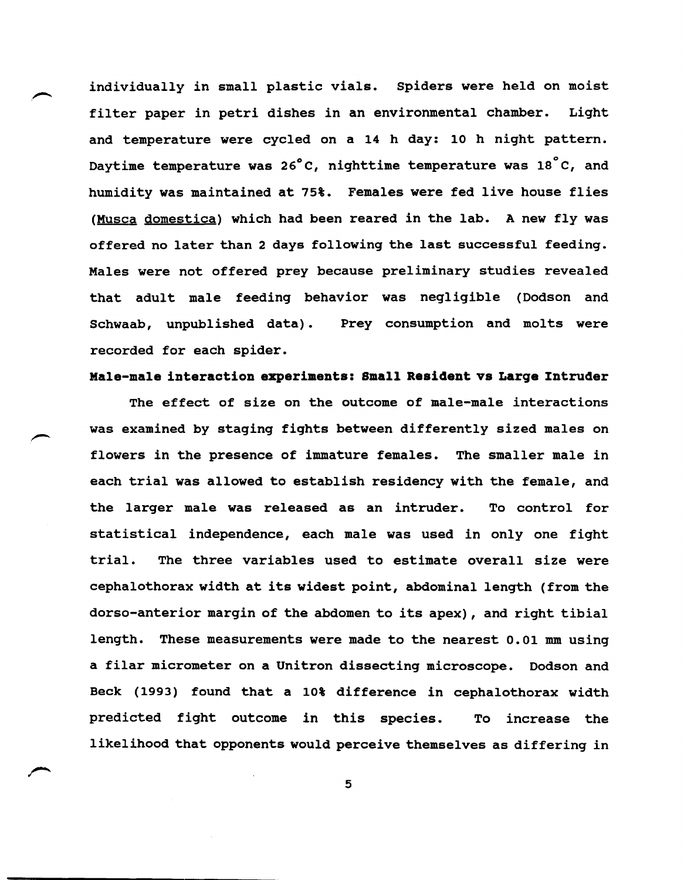individually in small plastic vials. Spiders were held on moist filter paper in petri dishes in an environmental chamber. Light and temperature were cycled on a 14 h day: 10 h night pattern. Daytime temperature was 26°C, nighttime temperature was 18°C, and humidity was maintained at 75%. Females were fed live house flies (*Musca domestica*) which had been reared in the lab. A new fly was offered no later than 2 days following the last successful feeding. Males were not offered prey because preliminary studies revealed that adult male feeding behavior was negligible (Dodson and Schwaab, unpublished data). Prey consumption and molts were recorded for each spider.

**Male-male interaction experiments: Small Resident vs Large Intruder**

The effect of size on the outcome of male-male interactions was examined by staging fights between differently sized males on flowers in the presence of immature females. The smaller male in each trial was allowed to establish residency with the female, and the larger male was released as an intruder. To control for statistical independence, each male was used in only one fight trial. The three variables used to estimate overall size were cephalothorax width at its widest point, abdominal length (from the dorso-anterior margin of the abdomen to its apex), and right tibial length. These measurements were made to the nearest 0.01 mm using a filar micrometer on a Unitron dissecting microscope. Dodson and Beck (1993) found that a 10% difference in cephalothorax width predicted fight outcome in this species. To increase the likelihood that opponents would perceive themselves as differing in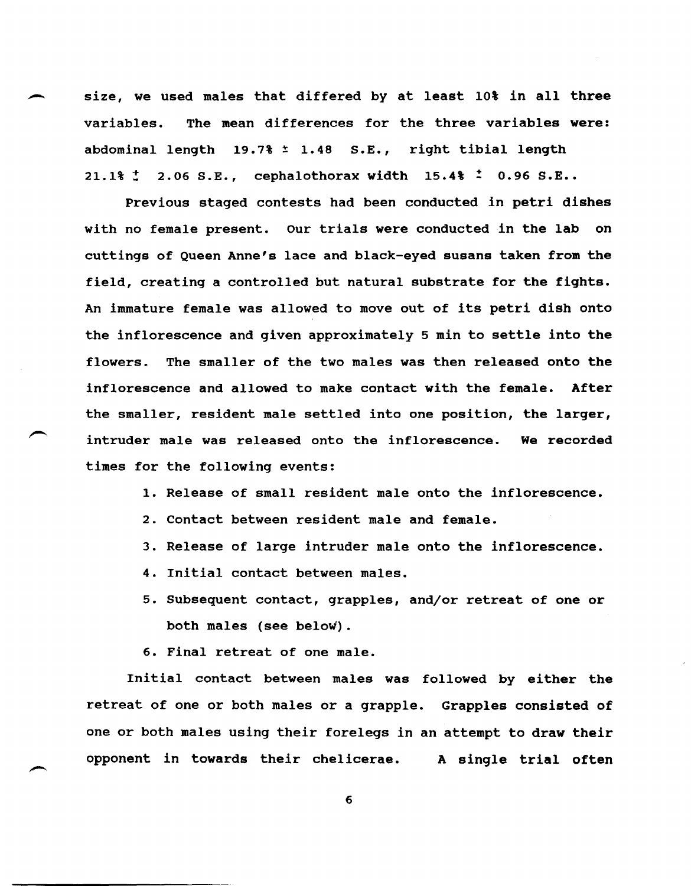size, we used males that differed by at least 10% in all three variables. The mean differences for the three variables were: abdominal length 19.7% $\pm$ 1.48 S.E., right tibial length 21.1% $\pm$ 2.06 S.E., cephalothorax width 15.4% $\pm$ 0.96 S.E..

Previous staged contests had been conducted in petri dishes with no female present. Our trials were conducted in the lab on cuttings of Queen Anne's lace and black-eyed susans taken from the field, creating a controlled but natural substrate for the fights. An immature female was allowed to move out of its petri dish onto the inflorescence and given approximately 5 min to settle into the flowers. The smaller of the two males was then released onto the inflorescence and allowed to make contact with the female. After the smaller, resident male settled into one position, the larger, intruder male was released onto the inflorescence. We recorded times for the following events:

1. Release of small resident male onto the inflorescence.
2. Contact between resident male and female.
3. Release of large intruder male onto the inflorescence.
4. Initial contact between males.
5. Subsequent contact, grapples, and/or retreat of one or both males (see below).
6. Final retreat of one male.

Initial contact between males was followed by either the retreat of one or both males or a grapple. Grapples consisted of one or both males using their forelegs in an attempt to draw their opponent in towards their chelicerae. A single trial often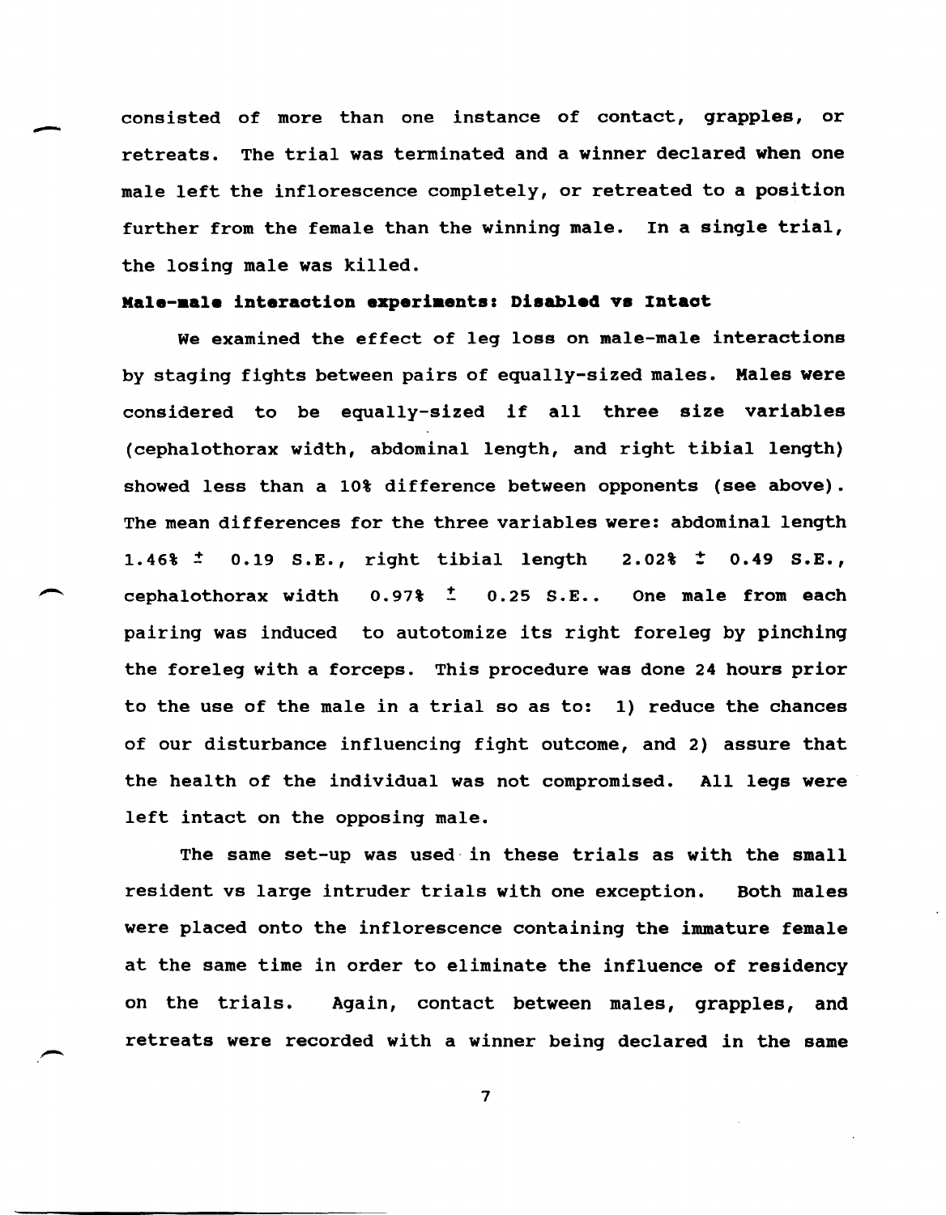consisted of more than one instance of contact, grapples, or retreats. The trial was terminated and a winner declared when one male left the inflorescence completely, or retreated to a position further from the female than the winning male. In a single trial, the losing male was killed.

**Male-male interaction experiments: Disabled vs Intact**

We examined the effect of leg loss on male-male interactions by staging fights between pairs of equally-sized males. Males were considered to be equally-sized if all three size variables (cephalothorax width, abdominal length, and right tibial length) showed less than a 10% difference between opponents (see above). The mean differences for the three variables were: abdominal length 1.46% $\pm$ 0.19 S.E., right tibial length 2.02% $\pm$ 0.49 S.E., cephalothorax width 0.97% $\pm$ 0.25 S.E.. One male from each pairing was induced to autotomize its right foreleg by pinching the foreleg with a forceps. This procedure was done 24 hours prior to the use of the male in a trial so as to: 1) reduce the chances of our disturbance influencing fight outcome, and 2) assure that the health of the individual was not compromised. All legs were left intact on the opposing male.

The same set-up was used in these trials as with the small resident vs large intruder trials with one exception. Both males were placed onto the inflorescence containing the immature female at the same time in order to eliminate the influence of residency on the trials. Again, contact between males, grapples, and retreats were recorded with a winner being declared in the same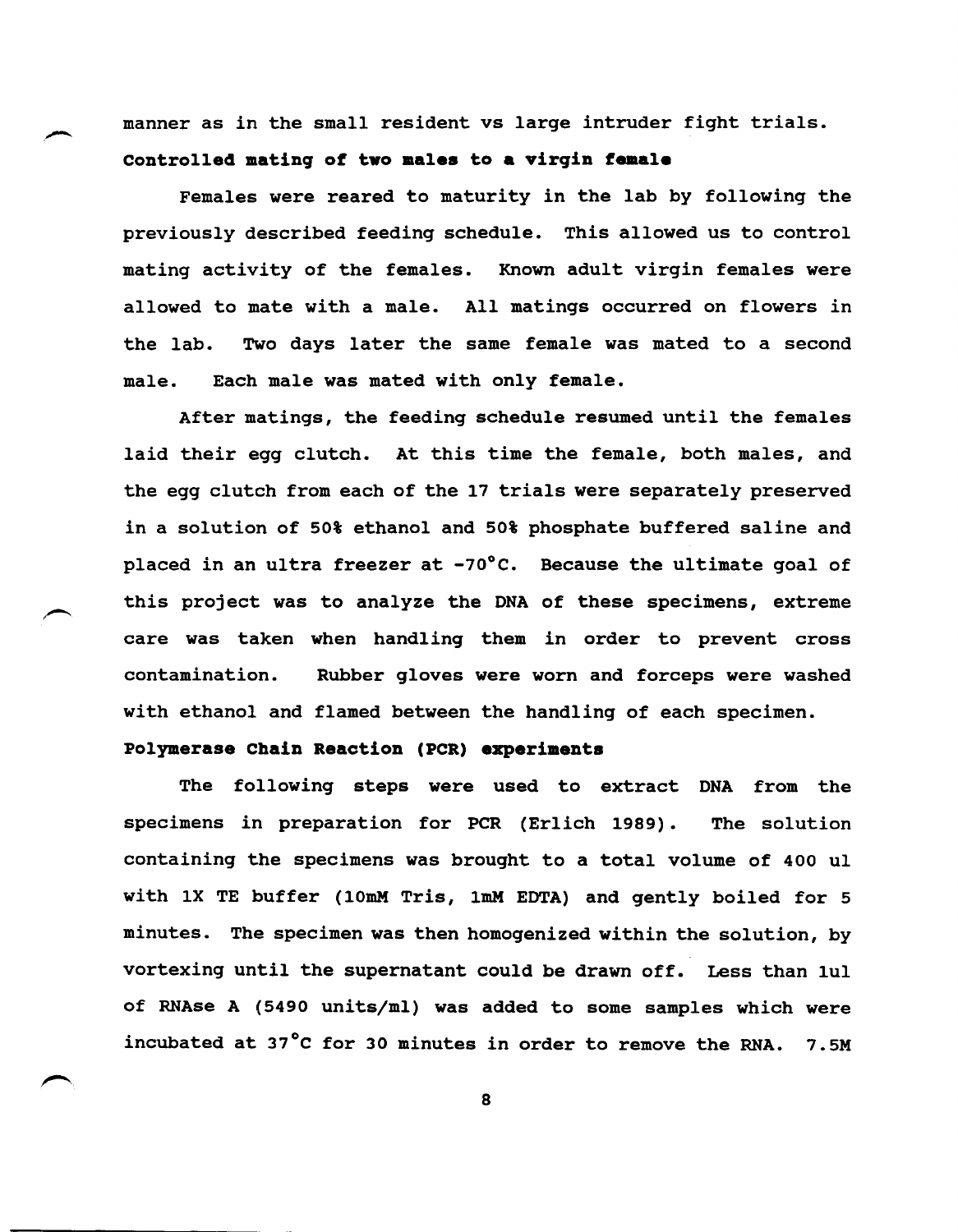manner as in the small resident vs large intruder fight trials.

**Controlled mating of two males to a virgin female**

Females were reared to maturity in the lab by following the previously described feeding schedule. This allowed us to control mating activity of the females. Known adult virgin females were allowed to mate with a male. All matings occurred on flowers in the lab. Two days later the same female was mated to a second male. Each male was mated with only female.

After matings, the feeding schedule resumed until the females laid their egg clutch. At this time the female, both males, and the egg clutch from each of the 17 trials were separately preserved in a solution of 50% ethanol and 50% phosphate buffered saline and placed in an ultra freezer at -70°C. Because the ultimate goal of this project was to analyze the DNA of these specimens, extreme care was taken when handling them in order to prevent cross contamination. Rubber gloves were worn and forceps were washed with ethanol and flamed between the handling of each specimen.

**Polymerase Chain Reaction (PCR) experiments**

The following steps were used to extract DNA from the specimens in preparation for PCR (Erlich 1989). The solution containing the specimens was brought to a total volume of 400 ul with 1X TE buffer (10mM Tris, 1mM EDTA) and gently boiled for 5 minutes. The specimen was then homogenized within the solution, by vortexing until the supernatant could be drawn off. Less than 1ul of RNAse A (5490 units/ml) was added to some samples which were incubated at 37°C for 30 minutes in order to remove the RNA. 7.5M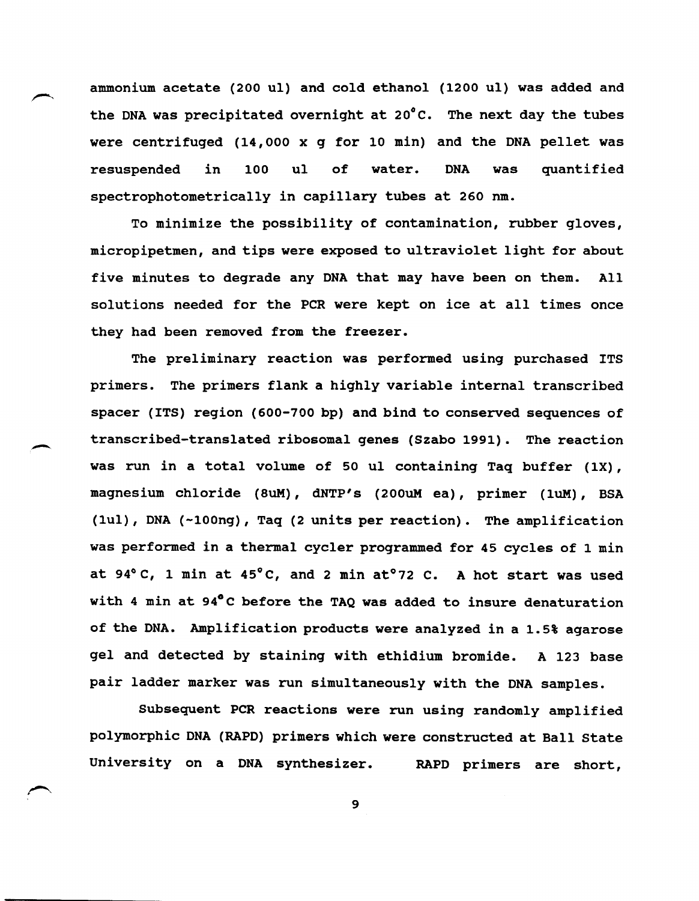ammonium acetate (200 ul) and cold ethanol (1200 ul) was added and the DNA was precipitated overnight at 20°C. The next day the tubes were centrifuged (14,000 x g for 10 min) and the DNA pellet was resuspended in 100 ul of water. DNA was quantified spectrophotometrically in capillary tubes at 260 nm.

To minimize the possibility of contamination, rubber gloves, micropipetmen, and tips were exposed to ultraviolet light for about five minutes to degrade any DNA that may have been on them. All solutions needed for the PCR were kept on ice at all times once they had been removed from the freezer.

The preliminary reaction was performed using purchased ITS primers. The primers flank a highly variable internal transcribed spacer (ITS) region (600-700 bp) and bind to conserved sequences of transcribed-translated ribosomal genes (Szabo 1991). The reaction was run in a total volume of 50 ul containing Taq buffer (1X), magnesium chloride (8uM), dNTP's (200uM ea), primer (1uM), BSA (1ul), DNA (~100ng), Taq (2 units per reaction). The amplification was performed in a thermal cycler programmed for 45 cycles of 1 min at 94° C, 1 min at 45°C, and 2 min at°72 C. A hot start was used with 4 min at 94°C before the TAQ was added to insure denaturation of the DNA. Amplification products were analyzed in a 1.5% agarose gel and detected by staining with ethidium bromide. A 123 base pair ladder marker was run simultaneously with the DNA samples.

Subsequent PCR reactions were run using randomly amplified polymorphic DNA (RAPD) primers which were constructed at Ball State University on a DNA synthesizer. RAPD primers are short,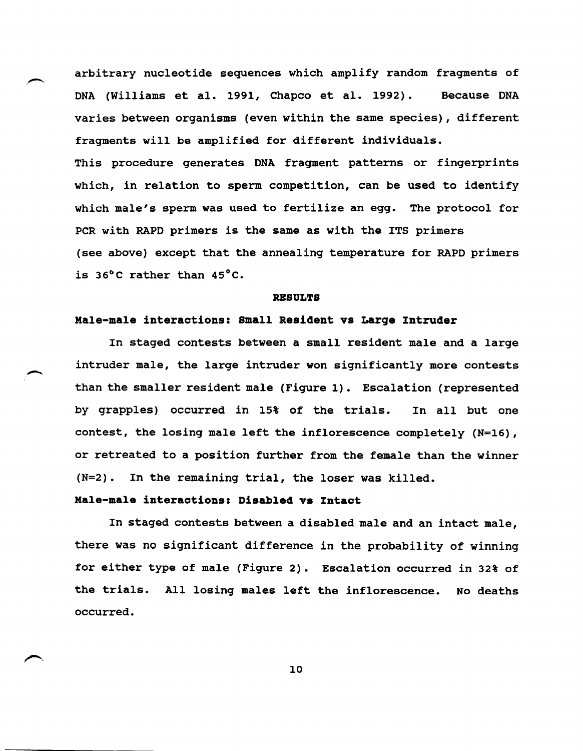arbitrary nucleotide sequences which amplify random fragments of DNA (Williams et al. 1991, Chapco et al. 1992). Because DNA varies between organisms (even within the same species), different fragments will be amplified for different individuals.

This procedure generates DNA fragment patterns or fingerprints which, in relation to sperm competition, can be used to identify which male's sperm was used to fertilize an egg. The protocol for PCR with RAPD primers is the same as with the ITS primers (see above) except that the annealing temperature for RAPD primers is 36°C rather than 45°C.

## RESULTS

### Male-male interactions: Small Resident vs Large Intruder

In staged contests between a small resident male and a large intruder male, the large intruder won significantly more contests than the smaller resident male (Figure 1). Escalation (represented by grapples) occurred in 15% of the trials. In all but one contest, the losing male left the inflorescence completely (N=16), or retreated to a position further from the female than the winner (N=2). In the remaining trial, the loser was killed.

### Male-male interactions: Disabled vs Intact

In staged contests between a disabled male and an intact male, there was no significant difference in the probability of winning for either type of male (Figure 2). Escalation occurred in 32% of the trials. All losing males left the inflorescence. No deaths occurred.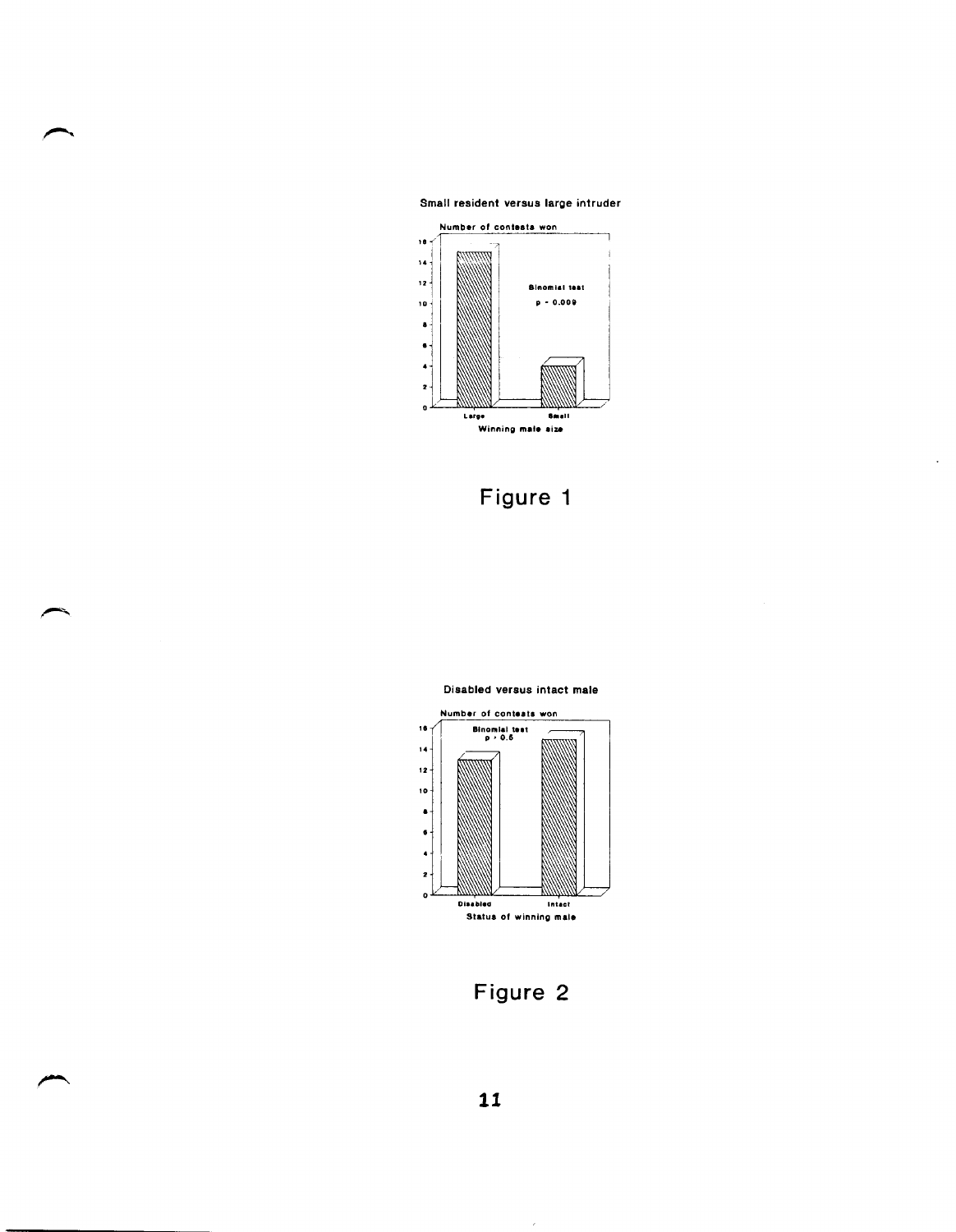Small resident versus large intruder

Number of contests won

Binomial test

$p = 0.009$

Large

Small

Winning male size

Figure 1

Disabled versus intact male

Number of contests won

Binomial test

$p > 0.5$

Disabled

Intact

Status of winning male

Figure 2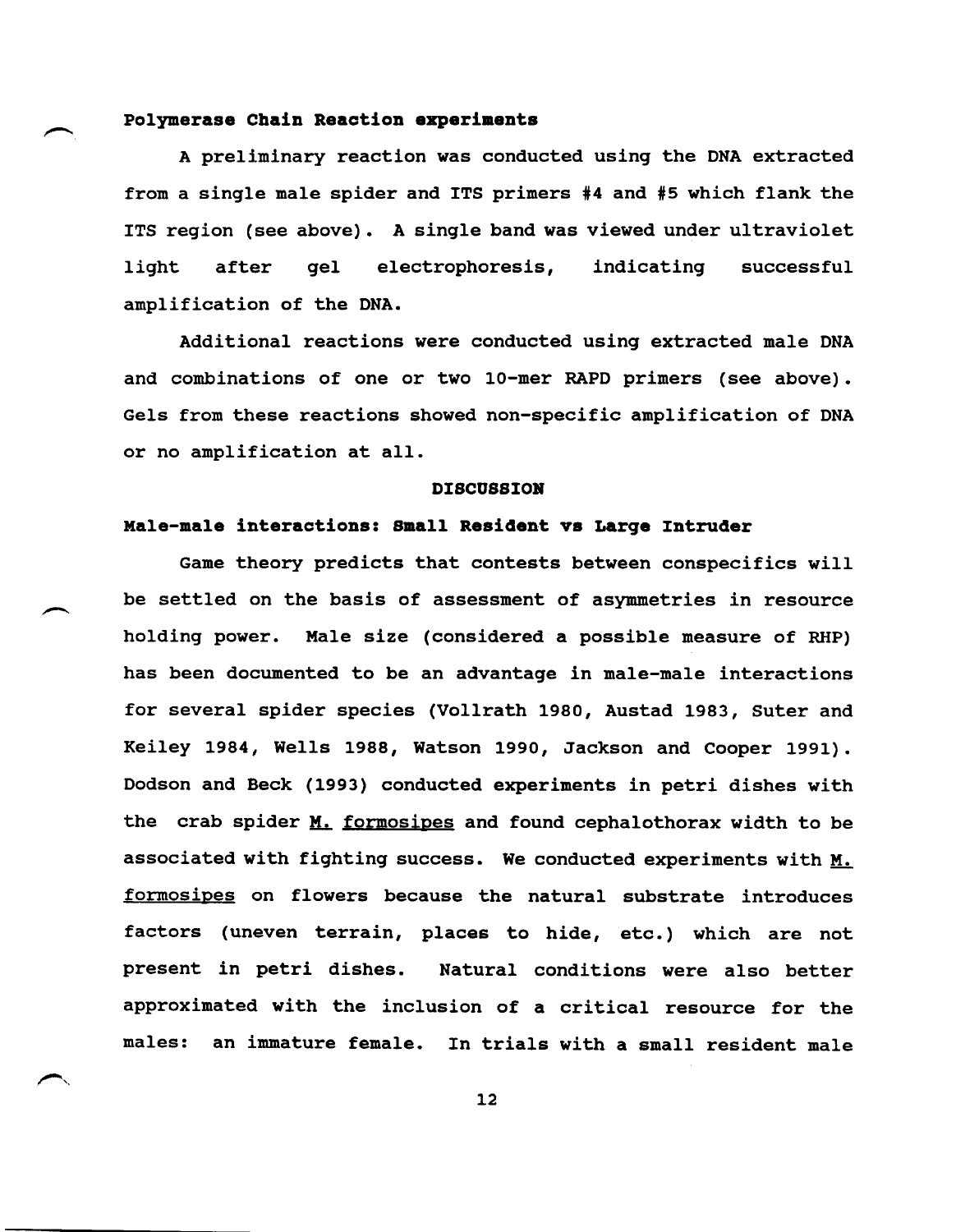**Polymerase Chain Reaction experiments**

A preliminary reaction was conducted using the DNA extracted from a single male spider and ITS primers #4 and #5 which flank the ITS region (see above). A single band was viewed under ultraviolet light after gel electrophoresis, indicating successful amplification of the DNA.

Additional reactions were conducted using extracted male DNA and combinations of one or two 10-mer RAPD primers (see above). Gels from these reactions showed non-specific amplification of DNA or no amplification at all.

## DISCUSSION

### Male-male interactions: Small Resident vs Large Intruder

Game theory predicts that contests between conspecifics will be settled on the basis of assessment of asymmetries in resource holding power. Male size (considered a possible measure of RHP) has been documented to be an advantage in male-male interactions for several spider species (Vollrath 1980, Austad 1983, Suter and Keiley 1984, Wells 1988, Watson 1990, Jackson and Cooper 1991). Dodson and Beck (1993) conducted experiments in petri dishes with the crab spider M. formosipes and found cephalothorax width to be associated with fighting success. We conducted experiments with M. formosipes on flowers because the natural substrate introduces factors (uneven terrain, places to hide, etc.) which are not present in petri dishes. Natural conditions were also better approximated with the inclusion of a critical resource for the males: an immature female. In trials with a small resident male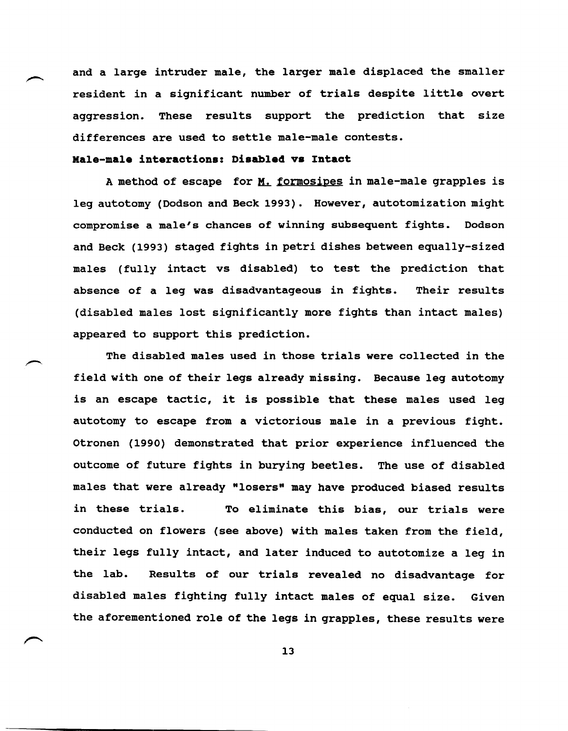and a large intruder male, the larger male displaced the smaller resident in a significant number of trials despite little overt aggression. These results support the prediction that size differences are used to settle male-male contests.

**Male-male interactions: Disabled vs Intact**

A method of escape for _M. formosipes_ in male-male grapples is leg autotomy (Dodson and Beck 1993). However, autotomization might compromise a male's chances of winning subsequent fights. Dodson and Beck (1993) staged fights in petri dishes between equally-sized males (fully intact vs disabled) to test the prediction that absence of a leg was disadvantageous in fights. Their results (disabled males lost significantly more fights than intact males) appeared to support this prediction.

The disabled males used in those trials were collected in the field with one of their legs already missing. Because leg autotomy is an escape tactic, it is possible that these males used leg autotomy to escape from a victorious male in a previous fight. Otronen (1990) demonstrated that prior experience influenced the outcome of future fights in burying beetles. The use of disabled males that were already "losers" may have produced biased results in these trials. To eliminate this bias, our trials were conducted on flowers (see above) with males taken from the field, their legs fully intact, and later induced to autotomize a leg in the lab. Results of our trials revealed no disadvantage for disabled males fighting fully intact males of equal size. Given the aforementioned role of the legs in grapples, these results were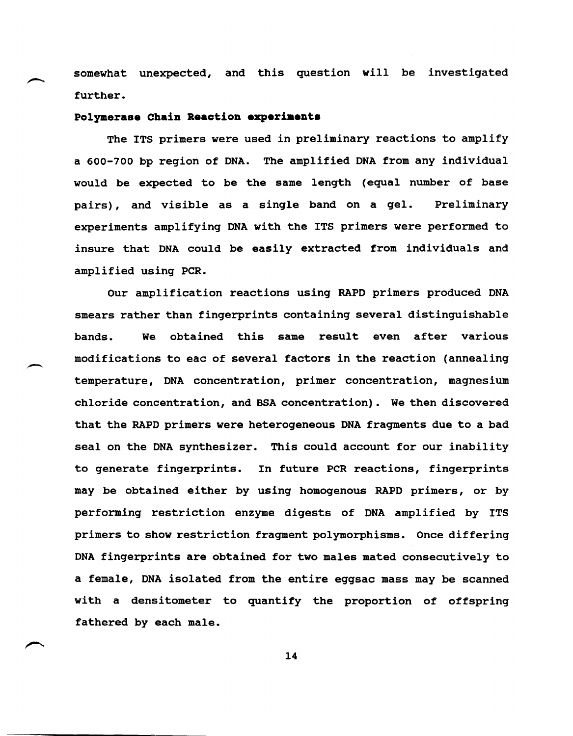somewhat unexpected, and this question will be investigated further.

**Polymerase Chain Reaction experiments**

The ITS primers were used in preliminary reactions to amplify a 600-700 bp region of DNA. The amplified DNA from any individual would be expected to be the same length (equal number of base pairs), and visible as a single band on a gel. Preliminary experiments amplifying DNA with the ITS primers were performed to insure that DNA could be easily extracted from individuals and amplified using PCR.

Our amplification reactions using RAPD primers produced DNA smears rather than fingerprints containing several distinguishable bands. We obtained this same result even after various modifications to eac of several factors in the reaction (annealing temperature, DNA concentration, primer concentration, magnesium chloride concentration, and BSA concentration). We then discovered that the RAPD primers were heterogeneous DNA fragments due to a bad seal on the DNA synthesizer. This could account for our inability to generate fingerprints. In future PCR reactions, fingerprints may be obtained either by using homogenous RAPD primers, or by performing restriction enzyme digests of DNA amplified by ITS primers to show restriction fragment polymorphisms. Once differing DNA fingerprints are obtained for two males mated consecutively to a female, DNA isolated from the entire eggsac mass may be scanned with a densitometer to quantify the proportion of offspring fathered by each male.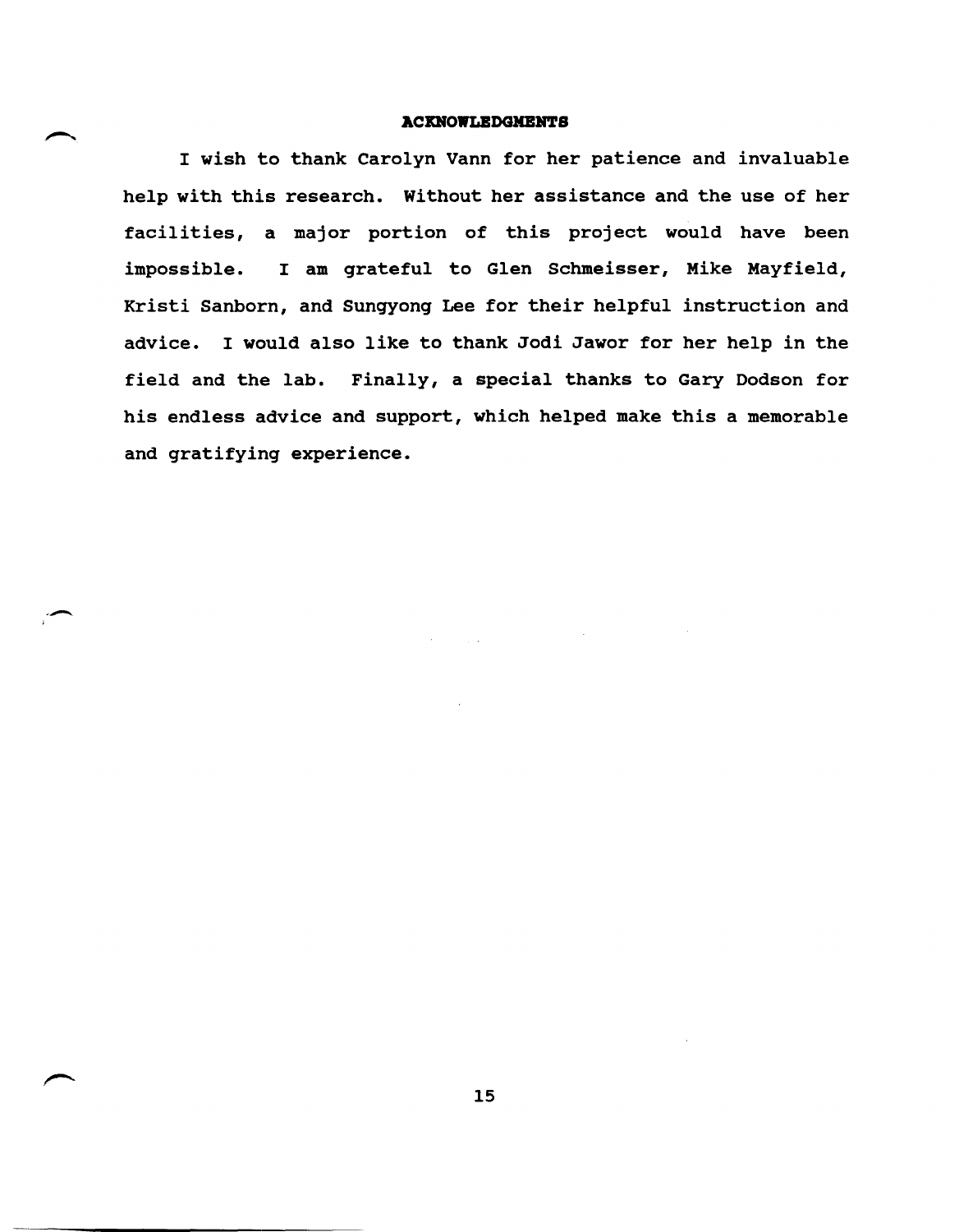## ACKNOWLEDGMENTS

I wish to thank Carolyn Vann for her patience and invaluable help with this research. Without her assistance and the use of her facilities, a major portion of this project would have been impossible. I am grateful to Glen Schmeisser, Mike Mayfield, Kristi Sanborn, and Sungyong Lee for their helpful instruction and advice. I would also like to thank Jodi Jawor for her help in the field and the lab. Finally, a special thanks to Gary Dodson for his endless advice and support, which helped make this a memorable and gratifying experience.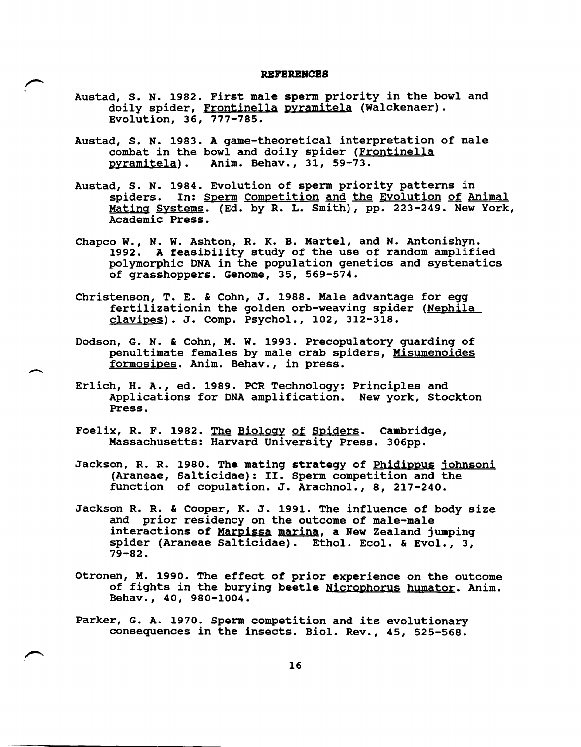## REFERENCES

Austad, S. N. 1982. First male sperm priority in the bowl and doily spider, Frontinella pyramitela (Walckenaer). Evolution, 36, 777-785.

Austad, S. N. 1983. A game-theoretical interpretation of male combat in the bowl and doily spider (Frontinella pyramitela). Anim. Behav., 31, 59-73.

Austad, S. N. 1984. Evolution of sperm priority patterns in spiders. In: Sperm Competition and the Evolution of Animal Mating Systems. (Ed. by R. L. Smith), pp. 223-249. New York, Academic Press.

Chapco W., N. W. Ashton, R. K. B. Martel, and N. Antonishyn. 1992. A feasibility study of the use of random amplified polymorphic DNA in the population genetics and systematics of grasshoppers. Genome, 35, 569-574.

Christenson, T. E. & Cohn, J. 1988. Male advantage for egg fertilizationin the golden orb-weaving spider (Nephila clavipes). J. Comp. Psychol., 102, 312-318.

Dodson, G. N. & Cohn, M. W. 1993. Precopulatory guarding of penultimate females by male crab spiders, Misumenoides formosipes. Anim. Behav., in press.

Erlich, H. A., ed. 1989. PCR Technology: Principles and Applications for DNA amplification. New york, Stockton Press.

Foelix, R. F. 1982. The Biology of Spiders. Cambridge, Massachusetts: Harvard University Press. 306pp.

Jackson, R. R. 1980. The mating strategy of Phidippus johnsoni (Araneae, Salticidae): II. Sperm competition and the function of copulation. J. Arachnol., 8, 217-240.

Jackson R. R. & Cooper, K. J. 1991. The influence of body size and prior residency on the outcome of male-male interactions of Marpissa marina, a New Zealand jumping spider (Araneae Salticidae). Ethol. Ecol. & Evol., 3, 79-82.

Otronen, M. 1990. The effect of prior experience on the outcome of fights in the burying beetle Nicrophorus humator. Anim. Behav., 40, 980-1004.

Parker, G. A. 1970. Sperm competition and its evolutionary consequences in the insects. Biol. Rev., 45, 525-568.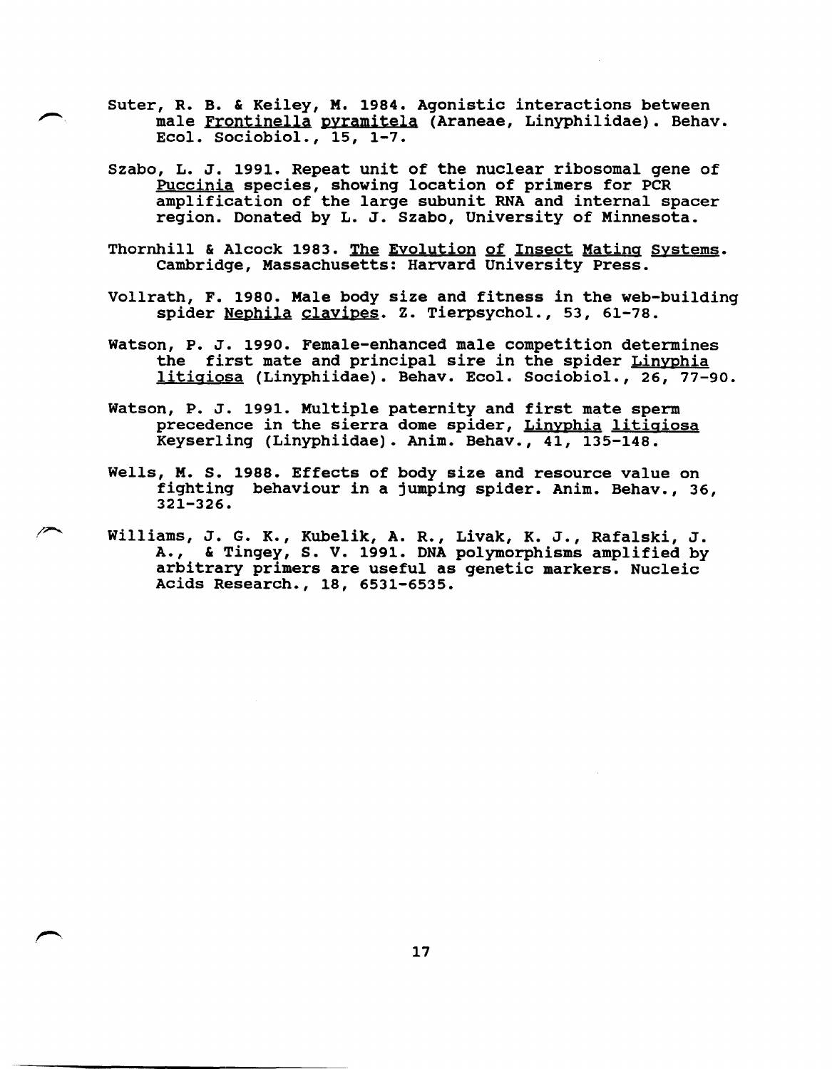Suter, R. B. & Keiley, M. 1984. Agonistic interactions between male *Frontinella pyramitela* (Araneae, Linyphilidae). Behav. Ecol. Sociobiol., 15, 1-7.

Szabo, L. J. 1991. Repeat unit of the nuclear ribosomal gene of *Puccinia* species, showing location of primers for PCR amplification of the large subunit RNA and internal spacer region. Donated by L. J. Szabo, University of Minnesota.

Thornhill & Alcock 1983. *The Evolution of Insect Mating Systems*. Cambridge, Massachusetts: Harvard University Press.

Vollrath, F. 1980. Male body size and fitness in the web-building spider *Nephila clavipes*. Z. Tierpsychol., 53, 61-78.

Watson, P. J. 1990. Female-enhanced male competition determines the first mate and principal sire in the spider *Linyphia litigiosa* (Linyphiidae). Behav. Ecol. Sociobiol., 26, 77-90.

Watson, P. J. 1991. Multiple paternity and first mate sperm precedence in the sierra dome spider, *Linyphia litigiosa* Keyserling (Linyphiidae). Anim. Behav., 41, 135-148.

Wells, M. S. 1988. Effects of body size and resource value on fighting behaviour in a jumping spider. Anim. Behav., 36, 321-326.

Williams, J. G. K., Kubelik, A. R., Livak, K. J., Rafalski, J. A., & Tingey, S. V. 1991. DNA polymorphisms amplified by arbitrary primers are useful as genetic markers. Nucleic Acids Research., 18, 6531-6535.